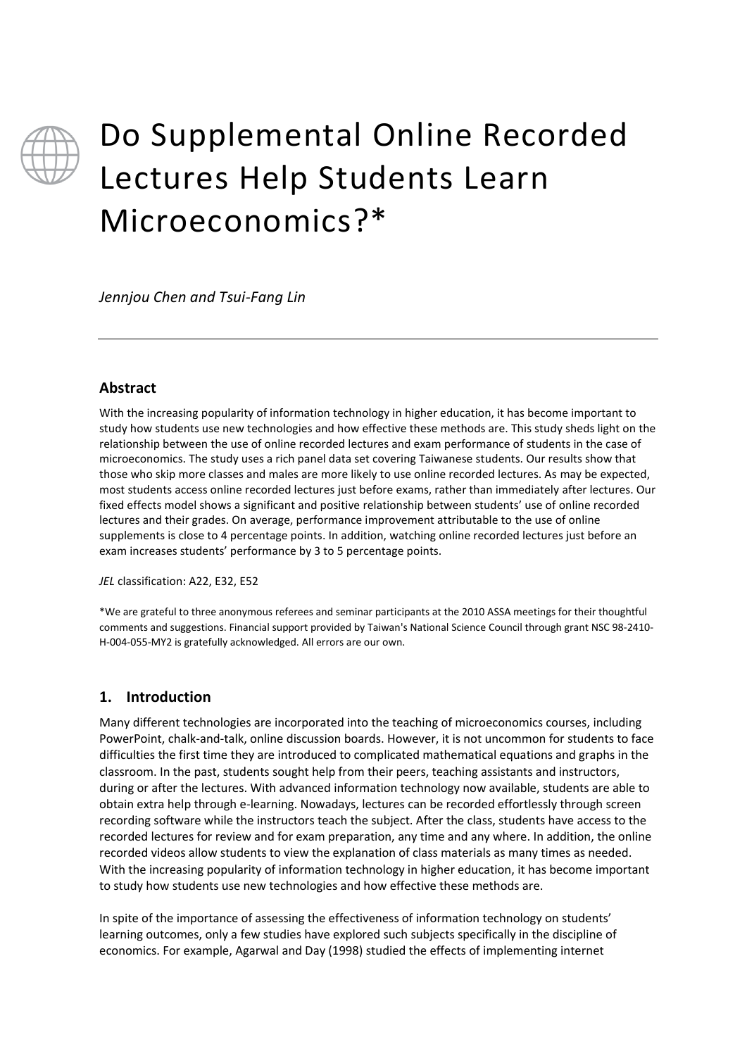# Do Supplemental Online Recorded Lectures Help Students Learn Microeconomics?*

*Jennjou Chen and Tsui-Fang Lin*

---

## Abstract

With the increasing popularity of information technology in higher education, it has become important to study how students use new technologies and how effective these methods are. This study sheds light on the relationship between the use of online recorded lectures and exam performance of students in the case of microeconomics. The study uses a rich panel data set covering Taiwanese students. Our results show that those who skip more classes and males are more likely to use online recorded lectures. As may be expected, most students access online recorded lectures just before exams, rather than immediately after lectures. Our fixed effects model shows a significant and positive relationship between students' use of online recorded lectures and their grades. On average, performance improvement attributable to the use of online supplements is close to 4 percentage points. In addition, watching online recorded lectures just before an exam increases students' performance by 3 to 5 percentage points.

*JEL* classification: A22, E32, E52

*We are grateful to three anonymous referees and seminar participants at the 2010 ASSA meetings for their thoughtful comments and suggestions. Financial support provided by Taiwan's National Science Council through grant NSC 98-2410-H-004-055-MY2 is gratefully acknowledged. All errors are our own.

## 1. Introduction

Many different technologies are incorporated into the teaching of microeconomics courses, including PowerPoint, chalk-and-talk, online discussion boards. However, it is not uncommon for students to face difficulties the first time they are introduced to complicated mathematical equations and graphs in the classroom. In the past, students sought help from their peers, teaching assistants and instructors, during or after the lectures. With advanced information technology now available, students are able to obtain extra help through e-learning. Nowadays, lectures can be recorded effortlessly through screen recording software while the instructors teach the subject. After the class, students have access to the recorded lectures for review and for exam preparation, any time and any where. In addition, the online recorded videos allow students to view the explanation of class materials as many times as needed. With the increasing popularity of information technology in higher education, it has become important to study how students use new technologies and how effective these methods are.

In spite of the importance of assessing the effectiveness of information technology on students' learning outcomes, only a few studies have explored such subjects specifically in the discipline of economics. For example, Agarwal and Day (1998) studied the effects of implementing internet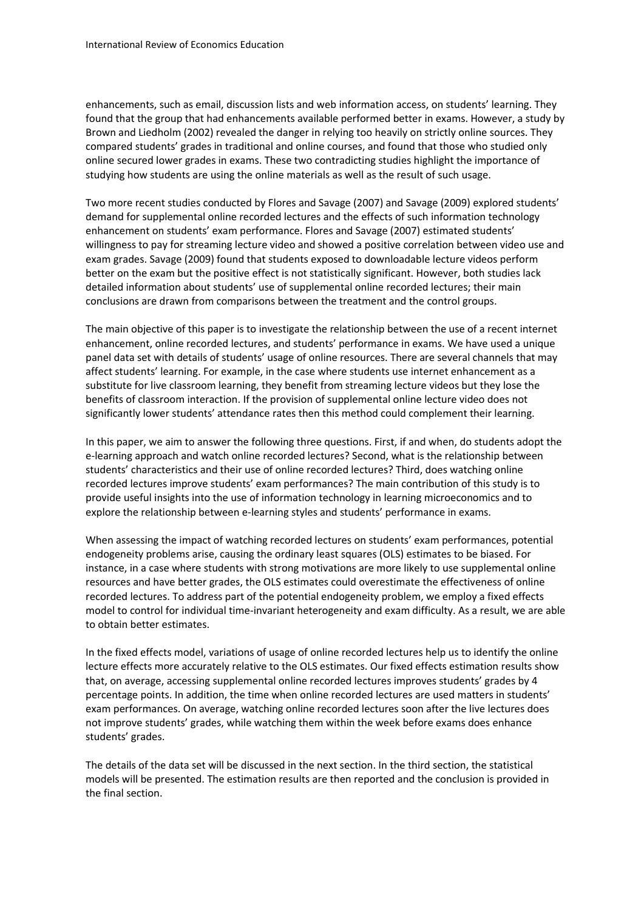enhancements, such as email, discussion lists and web information access, on students' learning. They found that the group that had enhancements available performed better in exams. However, a study by Brown and Liedholm (2002) revealed the danger in relying too heavily on strictly online sources. They compared students' grades in traditional and online courses, and found that those who studied only online secured lower grades in exams. These two contradicting studies highlight the importance of studying how students are using the online materials as well as the result of such usage.

Two more recent studies conducted by Flores and Savage (2007) and Savage (2009) explored students' demand for supplemental online recorded lectures and the effects of such information technology enhancement on students' exam performance. Flores and Savage (2007) estimated students' willingness to pay for streaming lecture video and showed a positive correlation between video use and exam grades. Savage (2009) found that students exposed to downloadable lecture videos perform better on the exam but the positive effect is not statistically significant. However, both studies lack detailed information about students' use of supplemental online recorded lectures; their main conclusions are drawn from comparisons between the treatment and the control groups.

The main objective of this paper is to investigate the relationship between the use of a recent internet enhancement, online recorded lectures, and students' performance in exams. We have used a unique panel data set with details of students' usage of online resources. There are several channels that may affect students' learning. For example, in the case where students use internet enhancement as a substitute for live classroom learning, they benefit from streaming lecture videos but they lose the benefits of classroom interaction. If the provision of supplemental online lecture video does not significantly lower students' attendance rates then this method could complement their learning.

In this paper, we aim to answer the following three questions. First, if and when, do students adopt the e-learning approach and watch online recorded lectures? Second, what is the relationship between students' characteristics and their use of online recorded lectures? Third, does watching online recorded lectures improve students' exam performances? The main contribution of this study is to provide useful insights into the use of information technology in learning microeconomics and to explore the relationship between e-learning styles and students' performance in exams.

When assessing the impact of watching recorded lectures on students' exam performances, potential endogeneity problems arise, causing the ordinary least squares (OLS) estimates to be biased. For instance, in a case where students with strong motivations are more likely to use supplemental online resources and have better grades, the OLS estimates could overestimate the effectiveness of online recorded lectures. To address part of the potential endogeneity problem, we employ a fixed effects model to control for individual time-invariant heterogeneity and exam difficulty. As a result, we are able to obtain better estimates.

In the fixed effects model, variations of usage of online recorded lectures help us to identify the online lecture effects more accurately relative to the OLS estimates. Our fixed effects estimation results show that, on average, accessing supplemental online recorded lectures improves students' grades by 4 percentage points. In addition, the time when online recorded lectures are used matters in students' exam performances. On average, watching online recorded lectures soon after the live lectures does not improve students' grades, while watching them within the week before exams does enhance students' grades.

The details of the data set will be discussed in the next section. In the third section, the statistical models will be presented. The estimation results are then reported and the conclusion is provided in the final section.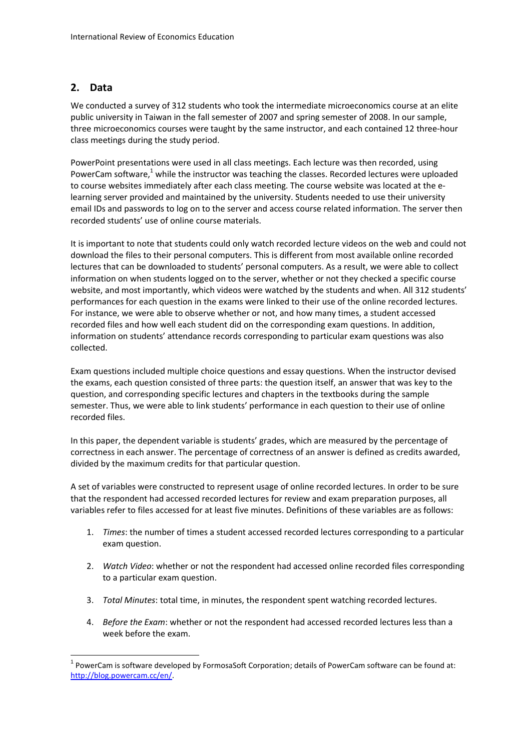## 2. Data

We conducted a survey of 312 students who took the intermediate microeconomics course at an elite public university in Taiwan in the fall semester of 2007 and spring semester of 2008. In our sample, three microeconomics courses were taught by the same instructor, and each contained 12 three-hour class meetings during the study period.

PowerPoint presentations were used in all class meetings. Each lecture was then recorded, using PowerCam software,[1] while the instructor was teaching the classes. Recorded lectures were uploaded to course websites immediately after each class meeting. The course website was located at the e-learning server provided and maintained by the university. Students needed to use their university email IDs and passwords to log on to the server and access course related information. The server then recorded students' use of online course materials.

It is important to note that students could only watch recorded lecture videos on the web and could not download the files to their personal computers. This is different from most available online recorded lectures that can be downloaded to students' personal computers. As a result, we were able to collect information on when students logged on to the server, whether or not they checked a specific course website, and most importantly, which videos were watched by the students and when. All 312 students' performances for each question in the exams were linked to their use of the online recorded lectures. For instance, we were able to observe whether or not, and how many times, a student accessed recorded files and how well each student did on the corresponding exam questions. In addition, information on students' attendance records corresponding to particular exam questions was also collected.

Exam questions included multiple choice questions and essay questions. When the instructor devised the exams, each question consisted of three parts: the question itself, an answer that was key to the question, and corresponding specific lectures and chapters in the textbooks during the sample semester. Thus, we were able to link students' performance in each question to their use of online recorded files.

In this paper, the dependent variable is students' grades, which are measured by the percentage of correctness in each answer. The percentage of correctness of an answer is defined as credits awarded, divided by the maximum credits for that particular question.

A set of variables were constructed to represent usage of online recorded lectures. In order to be sure that the respondent had accessed recorded lectures for review and exam preparation purposes, all variables refer to files accessed for at least five minutes. Definitions of these variables are as follows:

1. *Times*: the number of times a student accessed recorded lectures corresponding to a particular exam question.
2. *Watch Video*: whether or not the respondent had accessed online recorded files corresponding to a particular exam question.
3. *Total Minutes*: total time, in minutes, the respondent spent watching recorded lectures.
4. *Before the Exam*: whether or not the respondent had accessed recorded lectures less than a week before the exam.

[1] PowerCam is software developed by FormosaSoft Corporation; details of PowerCam software can be found at: http://blog.powercam.cc/en/.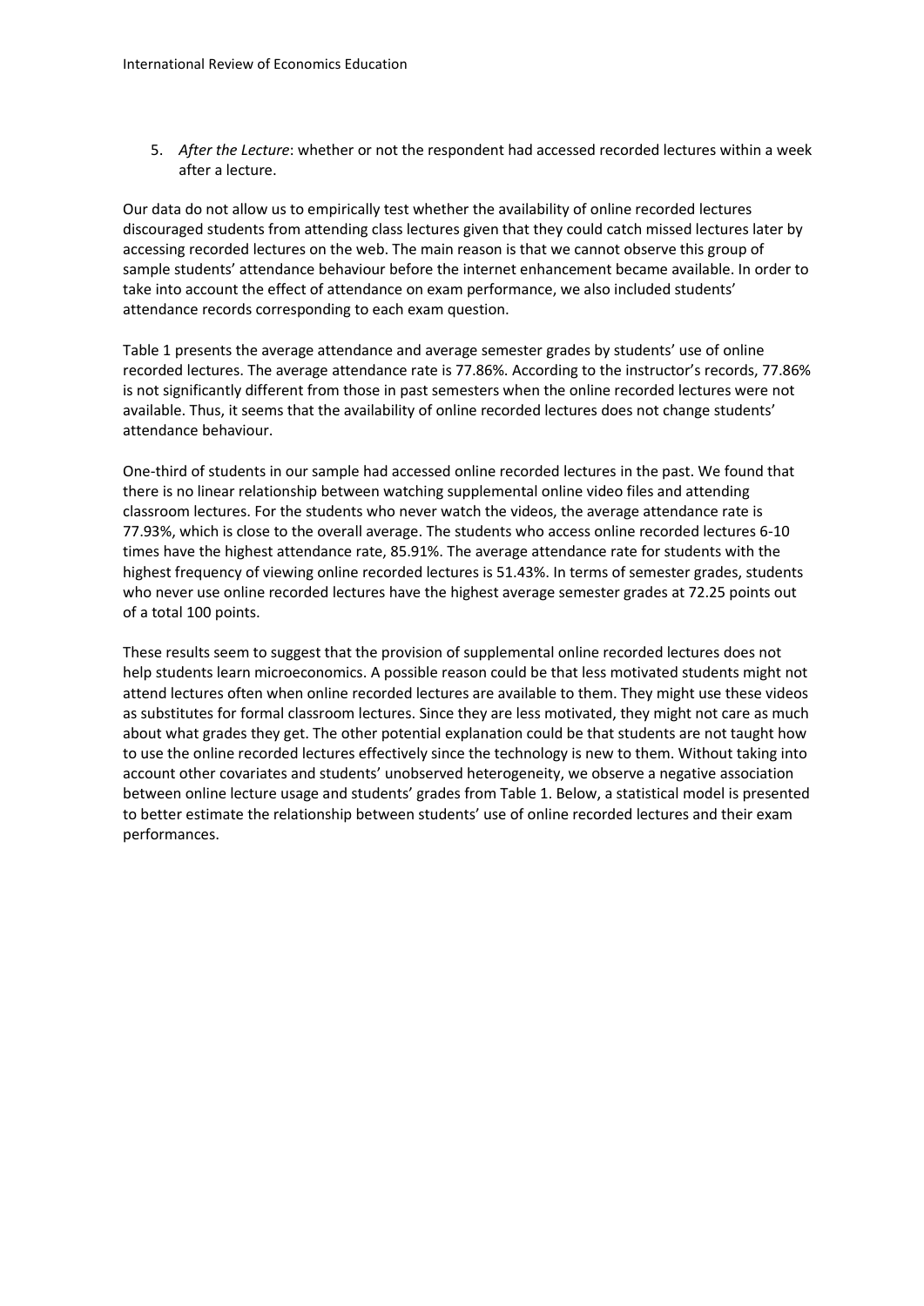5. *After the Lecture*: whether or not the respondent had accessed recorded lectures within a week after a lecture.

Our data do not allow us to empirically test whether the availability of online recorded lectures discouraged students from attending class lectures given that they could catch missed lectures later by accessing recorded lectures on the web. The main reason is that we cannot observe this group of sample students' attendance behaviour before the internet enhancement became available. In order to take into account the effect of attendance on exam performance, we also included students' attendance records corresponding to each exam question.

Table 1 presents the average attendance and average semester grades by students' use of online recorded lectures. The average attendance rate is 77.86%. According to the instructor's records, 77.86% is not significantly different from those in past semesters when the online recorded lectures were not available. Thus, it seems that the availability of online recorded lectures does not change students' attendance behaviour.

One-third of students in our sample had accessed online recorded lectures in the past. We found that there is no linear relationship between watching supplemental online video files and attending classroom lectures. For the students who never watch the videos, the average attendance rate is 77.93%, which is close to the overall average. The students who access online recorded lectures 6-10 times have the highest attendance rate, 85.91%. The average attendance rate for students with the highest frequency of viewing online recorded lectures is 51.43%. In terms of semester grades, students who never use online recorded lectures have the highest average semester grades at 72.25 points out of a total 100 points.

These results seem to suggest that the provision of supplemental online recorded lectures does not help students learn microeconomics. A possible reason could be that less motivated students might not attend lectures often when online recorded lectures are available to them. They might use these videos as substitutes for formal classroom lectures. Since they are less motivated, they might not care as much about what grades they get. The other potential explanation could be that students are not taught how to use the online recorded lectures effectively since the technology is new to them. Without taking into account other covariates and students' unobserved heterogeneity, we observe a negative association between online lecture usage and students' grades from Table 1. Below, a statistical model is presented to better estimate the relationship between students' use of online recorded lectures and their exam performances.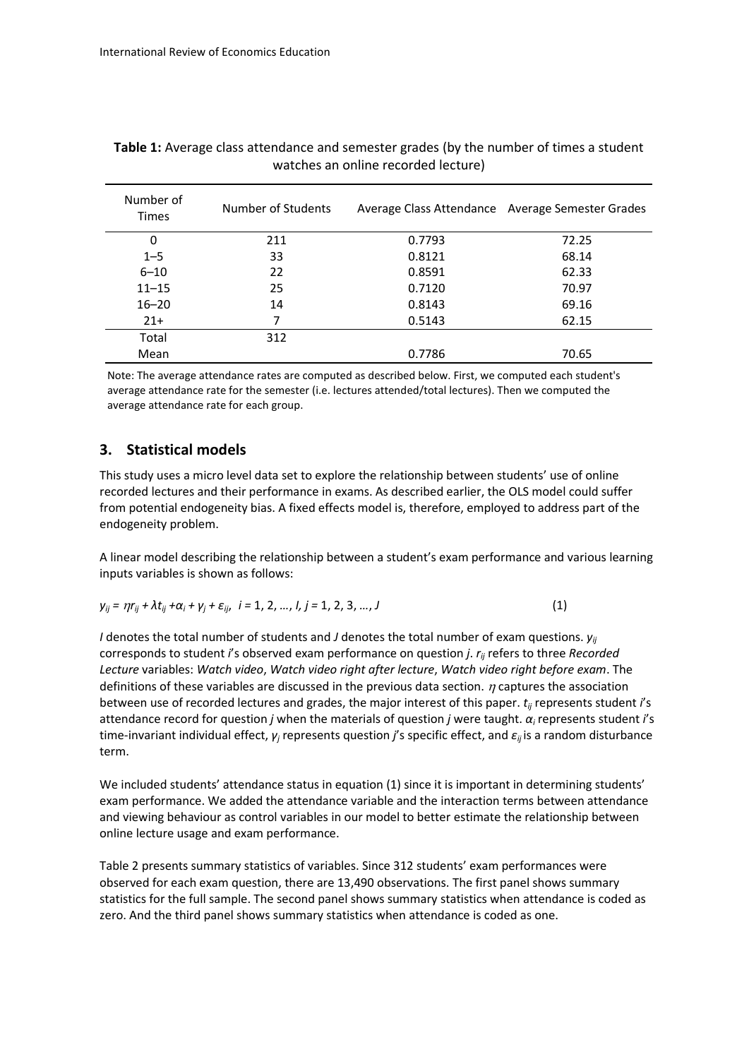**Table 1:** Average class attendance and semester grades (by the number of times a student watches an online recorded lecture)

| Number of Times | Number of Students | Average Class Attendance | Average Semester Grades |
|---|---|---|---|
| 0 | 211 | 0.7793 | 72.25 |
| 1–5 | 33 | 0.8121 | 68.14 |
| 6–10 | 22 | 0.8591 | 62.33 |
| 11–15 | 25 | 0.7120 | 70.97 |
| 16–20 | 14 | 0.8143 | 69.16 |
| 21+ | 7 | 0.5143 | 62.15 |
| Total | 312 | | |
| Mean | | 0.7786 | 70.65 |

Note: The average attendance rates are computed as described below. First, we computed each student's average attendance rate for the semester (i.e. lectures attended/total lectures). Then we computed the average attendance rate for each group.

## 3. Statistical models

This study uses a micro level data set to explore the relationship between students' use of online recorded lectures and their performance in exams. As described earlier, the OLS model could suffer from potential endogeneity bias. A fixed effects model is, therefore, employed to address part of the endogeneity problem.

A linear model describing the relationship between a student's exam performance and various learning inputs variables is shown as follows:

$$y_{ij} = \eta r_{ij} + \lambda t_{ij} + \alpha_i + \gamma_j + \varepsilon_{ij}, \quad i = 1, 2, \ldots, I, \; j = 1, 2, 3, \ldots, J \qquad (1)$$

$I$ denotes the total number of students and $J$ denotes the total number of exam questions. $y_{ij}$ corresponds to student $i$'s observed exam performance on question $j$. $r_{ij}$ refers to three *Recorded Lecture* variables: *Watch video*, *Watch video right after lecture*, *Watch video right before exam*. The definitions of these variables are discussed in the previous data section. $\eta$ captures the association between use of recorded lectures and grades, the major interest of this paper. $t_{ij}$ represents student $i$'s attendance record for question $j$ when the materials of question $j$ were taught. $\alpha_i$ represents student $i$'s time-invariant individual effect, $\gamma_j$ represents question $j$'s specific effect, and $\varepsilon_{ij}$ is a random disturbance term.

We included students' attendance status in equation (1) since it is important in determining students' exam performance. We added the attendance variable and the interaction terms between attendance and viewing behaviour as control variables in our model to better estimate the relationship between online lecture usage and exam performance.

Table 2 presents summary statistics of variables. Since 312 students' exam performances were observed for each exam question, there are 13,490 observations. The first panel shows summary statistics for the full sample. The second panel shows summary statistics when attendance is coded as zero. And the third panel shows summary statistics when attendance is coded as one.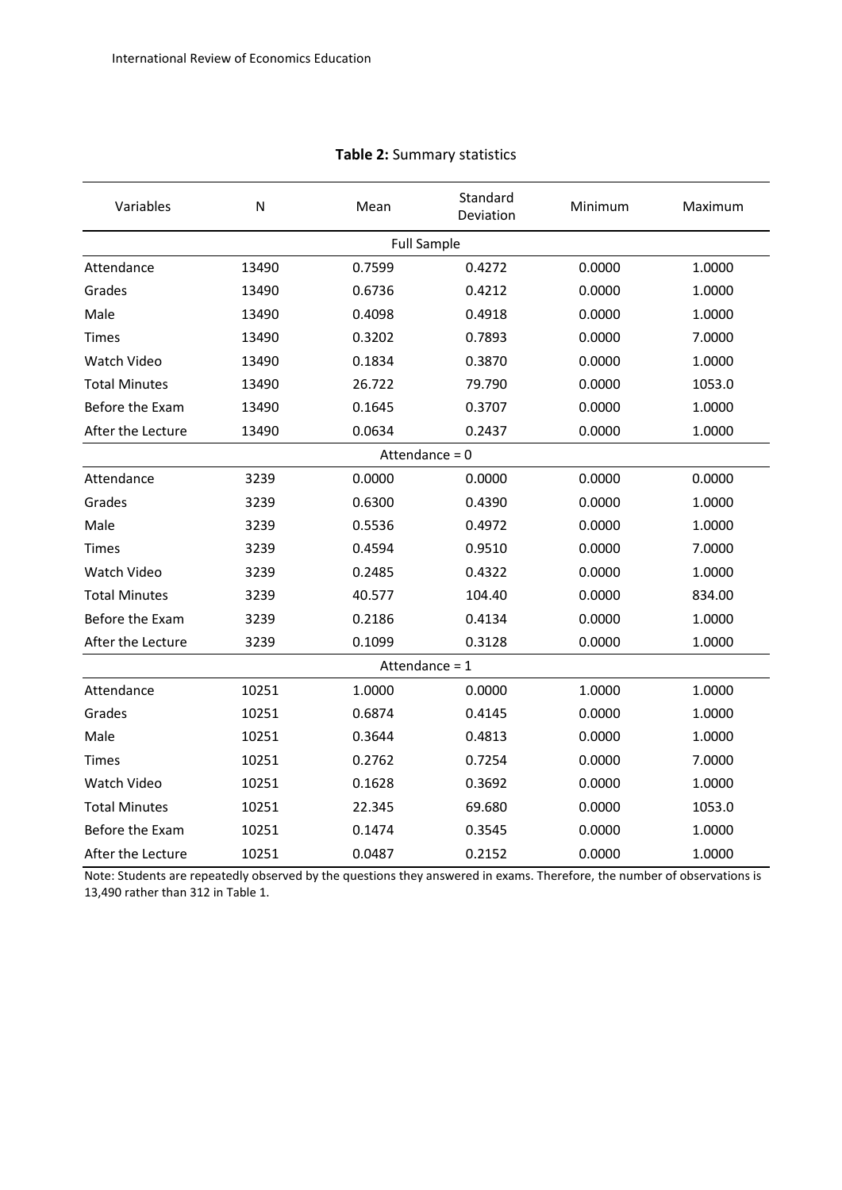**Table 2:** Summary statistics

| Variables | N | Mean | Standard Deviation | Minimum | Maximum |
|---|---|---|---|---|---|
| | | | Full Sample | | |
| Attendance | 13490 | 0.7599 | 0.4272 | 0.0000 | 1.0000 |
| Grades | 13490 | 0.6736 | 0.4212 | 0.0000 | 1.0000 |
| Male | 13490 | 0.4098 | 0.4918 | 0.0000 | 1.0000 |
| Times | 13490 | 0.3202 | 0.7893 | 0.0000 | 7.0000 |
| Watch Video | 13490 | 0.1834 | 0.3870 | 0.0000 | 1.0000 |
| Total Minutes | 13490 | 26.722 | 79.790 | 0.0000 | 1053.0 |
| Before the Exam | 13490 | 0.1645 | 0.3707 | 0.0000 | 1.0000 |
| After the Lecture | 13490 | 0.0634 | 0.2437 | 0.0000 | 1.0000 |
| | | | Attendance = 0 | | |
| Attendance | 3239 | 0.0000 | 0.0000 | 0.0000 | 0.0000 |
| Grades | 3239 | 0.6300 | 0.4390 | 0.0000 | 1.0000 |
| Male | 3239 | 0.5536 | 0.4972 | 0.0000 | 1.0000 |
| Times | 3239 | 0.4594 | 0.9510 | 0.0000 | 7.0000 |
| Watch Video | 3239 | 0.2485 | 0.4322 | 0.0000 | 1.0000 |
| Total Minutes | 3239 | 40.577 | 104.40 | 0.0000 | 834.00 |
| Before the Exam | 3239 | 0.2186 | 0.4134 | 0.0000 | 1.0000 |
| After the Lecture | 3239 | 0.1099 | 0.3128 | 0.0000 | 1.0000 |
| | | | Attendance = 1 | | |
| Attendance | 10251 | 1.0000 | 0.0000 | 1.0000 | 1.0000 |
| Grades | 10251 | 0.6874 | 0.4145 | 0.0000 | 1.0000 |
| Male | 10251 | 0.3644 | 0.4813 | 0.0000 | 1.0000 |
| Times | 10251 | 0.2762 | 0.7254 | 0.0000 | 7.0000 |
| Watch Video | 10251 | 0.1628 | 0.3692 | 0.0000 | 1.0000 |
| Total Minutes | 10251 | 22.345 | 69.680 | 0.0000 | 1053.0 |
| Before the Exam | 10251 | 0.1474 | 0.3545 | 0.0000 | 1.0000 |
| After the Lecture | 10251 | 0.0487 | 0.2152 | 0.0000 | 1.0000 |

Note: Students are repeatedly observed by the questions they answered in exams. Therefore, the number of observations is 13,490 rather than 312 in Table 1.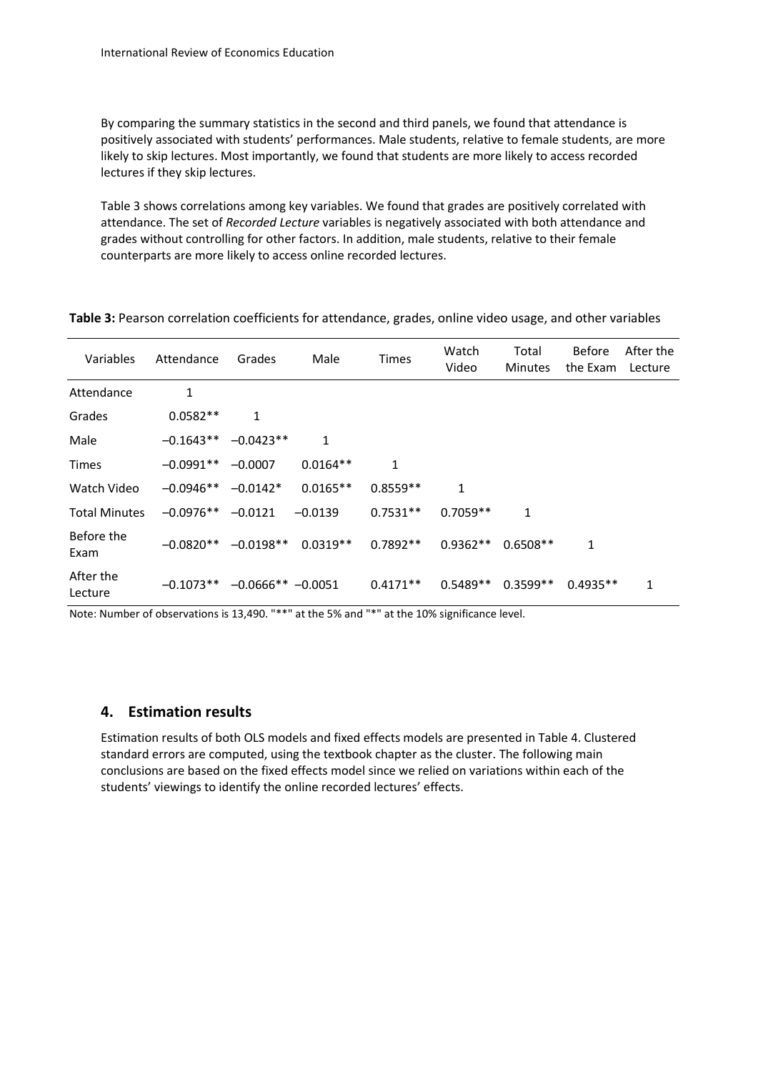By comparing the summary statistics in the second and third panels, we found that attendance is positively associated with students' performances. Male students, relative to female students, are more likely to skip lectures. Most importantly, we found that students are more likely to access recorded lectures if they skip lectures.

Table 3 shows correlations among key variables. We found that grades are positively correlated with attendance. The set of *Recorded Lecture* variables is negatively associated with both attendance and grades without controlling for other factors. In addition, male students, relative to their female counterparts are more likely to access online recorded lectures.

**Table 3:** Pearson correlation coefficients for attendance, grades, online video usage, and other variables

| Variables | Attendance | Grades | Male | Times | Watch Video | Total Minutes | Before the Exam | After the Lecture |
|---|---|---|---|---|---|---|---|---|
| Attendance | 1 | | | | | | | |
| Grades | 0.0582** | 1 | | | | | | |
| Male | −0.1643** | −0.0423** | 1 | | | | | |
| Times | −0.0991** | −0.0007 | 0.0164** | 1 | | | | |
| Watch Video | −0.0946** | −0.0142* | 0.0165** | 0.8559** | 1 | | | |
| Total Minutes | −0.0976** | −0.0121 | −0.0139 | 0.7531** | 0.7059** | 1 | | |
| Before the Exam | −0.0820** | −0.0198** | 0.0319** | 0.7892** | 0.9362** | 0.6508** | 1 | |
| After the Lecture | −0.1073** | −0.0666** | −0.0051 | 0.4171** | 0.5489** | 0.3599** | 0.4935** | 1 |

Note: Number of observations is 13,490. "**" at the 5% and "*" at the 10% significance level.

## 4. Estimation results

Estimation results of both OLS models and fixed effects models are presented in Table 4. Clustered standard errors are computed, using the textbook chapter as the cluster. The following main conclusions are based on the fixed effects model since we relied on variations within each of the students' viewings to identify the online recorded lectures' effects.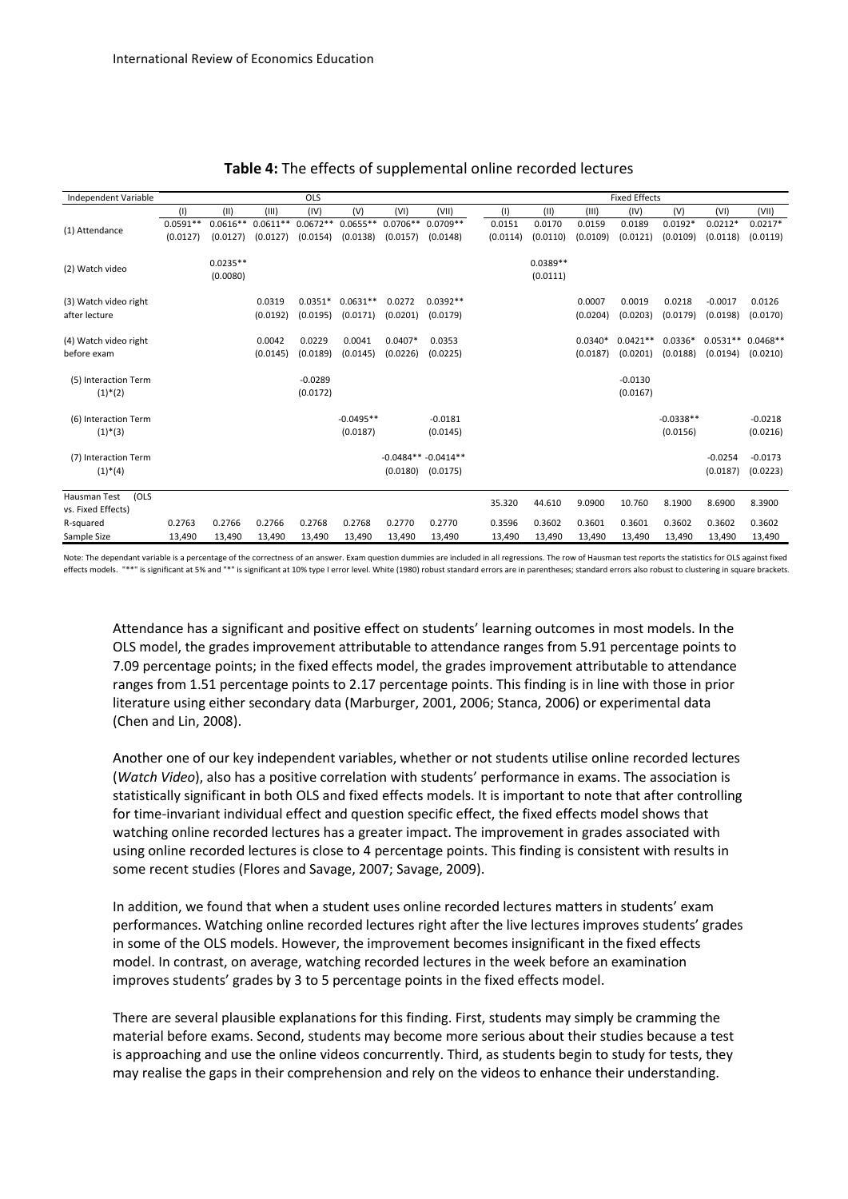**Table 4:** The effects of supplemental online recorded lectures

| Independent Variable | OLS | | | | | | | Fixed Effects | | | | | | |
|---|---|---|---|---|---|---|---|---|---|---|---|---|---|---|
| | (I) | (II) | (III) | (IV) | (V) | (VI) | (VII) | (I) | (II) | (III) | (IV) | (V) | (VI) | (VII) |
| (1) Attendance | 0.0591** | 0.0616** | 0.0611** | 0.0672** | 0.0655** | 0.0706** | 0.0709** | 0.0151 | 0.0170 | 0.0159 | 0.0189 | 0.0192* | 0.0212* | 0.0217* |
| | (0.0127) | (0.0127) | (0.0127) | (0.0154) | (0.0138) | (0.0157) | (0.0148) | (0.0114) | (0.0110) | (0.0109) | (0.0121) | (0.0109) | (0.0118) | (0.0119) |
| (2) Watch video | | 0.0235** | | | | | | | 0.0389** | | | | | |
| | | (0.0080) | | | | | | | (0.0111) | | | | | |
| (3) Watch video right after lecture | | | 0.0319 | 0.0351* | 0.0631** | 0.0272 | 0.0392** | | | 0.0007 | 0.0019 | 0.0218 | -0.0017 | 0.0126 |
| | | | (0.0195) | (0.0195) | (0.0171) | (0.0201) | (0.0179) | | | (0.0204) | (0.0203) | (0.0179) | (0.0198) | (0.0170) |
| (4) Watch video right before exam | | | 0.0042 | 0.0229 | 0.0041 | 0.0407* | 0.0353 | | | 0.0340* | 0.0421** | 0.0336* | 0.0531** | 0.0468** |
| | | | (0.0145) | (0.0189) | (0.0145) | (0.0226) | (0.0225) | | | (0.0187) | (0.0201) | (0.0188) | (0.0194) | (0.0210) |
| (5) Interaction Term (1)*(2) | | | | -0.0289 | | | | | | | -0.0130 | | | |
| | | | | (0.0172) | | | | | | | (0.0167) | | | |
| (6) Interaction Term (1)*(3) | | | | | -0.0495** | | -0.0181 | | | | | -0.0338** | | -0.0218 |
| | | | | | (0.0187) | | (0.0145) | | | | | (0.0156) | | (0.0216) |
| (7) Interaction Term (1)*(4) | | | | | | -0.0484** | -0.0414** | | | | | | -0.0254 | -0.0173 |
| | | | | | | (0.0180) | (0.0175) | | | | | | (0.0187) | (0.0223) |
| Hausman Test (OLS vs. Fixed Effects) | | | | | | | | 35.320 | 44.610 | 9.0900 | 10.760 | 8.1900 | 8.6900 | 8.3900 |
| R-squared | 0.2763 | 0.2766 | 0.2766 | 0.2768 | 0.2768 | 0.2770 | 0.2770 | 0.3596 | 0.3602 | 0.3601 | 0.3601 | 0.3602 | 0.3602 | 0.3602 |
| Sample Size | 13,490 | 13,490 | 13,490 | 13,490 | 13,490 | 13,490 | 13,490 | 13,490 | 13,490 | 13,490 | 13,490 | 13,490 | 13,490 | 13,490 |

Note: The dependant variable is a percentage of the correctness of an answer. Exam question dummies are included in all regressions. The row of Hausman test reports the statistics for OLS against fixed effects models. "**" is significant at 5% and "*" is significant at 10% type I error level. White (1980) robust standard errors are in parentheses; standard errors also robust to clustering in square brackets.

Attendance has a significant and positive effect on students' learning outcomes in most models. In the OLS model, the grades improvement attributable to attendance ranges from 5.91 percentage points to 7.09 percentage points; in the fixed effects model, the grades improvement attributable to attendance ranges from 1.51 percentage points to 2.17 percentage points. This finding is in line with those in prior literature using either secondary data (Marburger, 2001, 2006; Stanca, 2006) or experimental data (Chen and Lin, 2008).

Another one of our key independent variables, whether or not students utilise online recorded lectures (*Watch Video*), also has a positive correlation with students' performance in exams. The association is statistically significant in both OLS and fixed effects models. It is important to note that after controlling for time-invariant individual effect and question specific effect, the fixed effects model shows that watching online recorded lectures has a greater impact. The improvement in grades associated with using online recorded lectures is close to 4 percentage points. This finding is consistent with results in some recent studies (Flores and Savage, 2007; Savage, 2009).

In addition, we found that when a student uses online recorded lectures matters in students' exam performances. Watching online recorded lectures right after the live lectures improves students' grades in some of the OLS models. However, the improvement becomes insignificant in the fixed effects model. In contrast, on average, watching recorded lectures in the week before an examination improves students' grades by 3 to 5 percentage points in the fixed effects model.

There are several plausible explanations for this finding. First, students may simply be cramming the material before exams. Second, students may become more serious about their studies because a test is approaching and use the online videos concurrently. Third, as students begin to study for tests, they may realise the gaps in their comprehension and rely on the videos to enhance their understanding.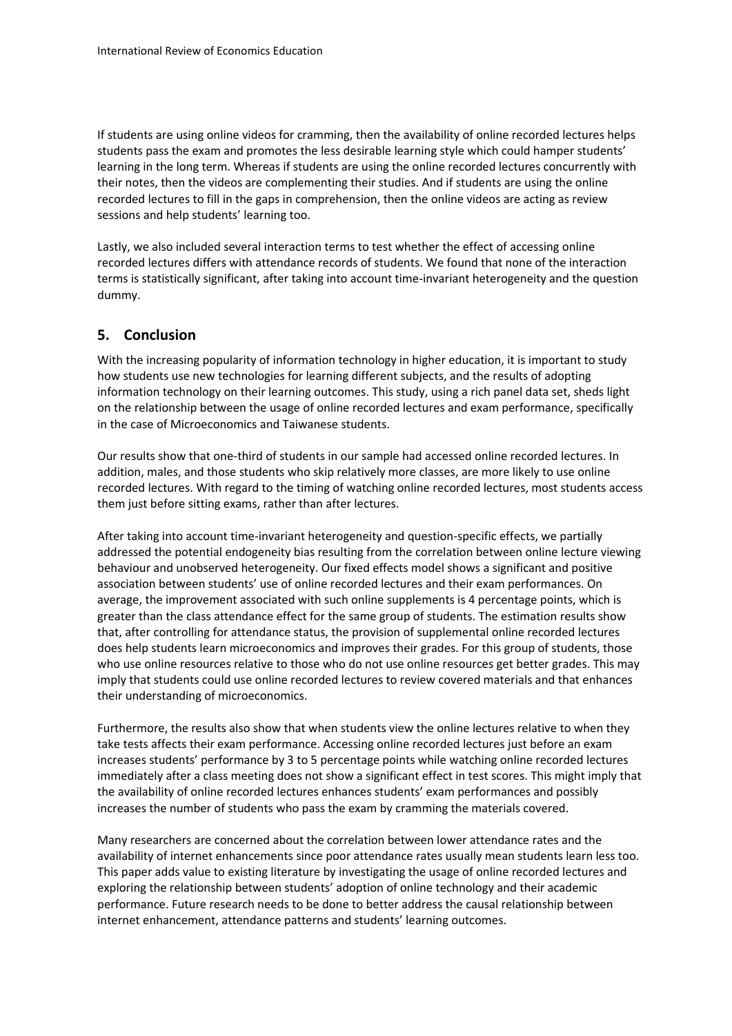If students are using online videos for cramming, then the availability of online recorded lectures helps students pass the exam and promotes the less desirable learning style which could hamper students' learning in the long term. Whereas if students are using the online recorded lectures concurrently with their notes, then the videos are complementing their studies. And if students are using the online recorded lectures to fill in the gaps in comprehension, then the online videos are acting as review sessions and help students' learning too.

Lastly, we also included several interaction terms to test whether the effect of accessing online recorded lectures differs with attendance records of students. We found that none of the interaction terms is statistically significant, after taking into account time-invariant heterogeneity and the question dummy.

## 5. Conclusion

With the increasing popularity of information technology in higher education, it is important to study how students use new technologies for learning different subjects, and the results of adopting information technology on their learning outcomes. This study, using a rich panel data set, sheds light on the relationship between the usage of online recorded lectures and exam performance, specifically in the case of Microeconomics and Taiwanese students.

Our results show that one-third of students in our sample had accessed online recorded lectures. In addition, males, and those students who skip relatively more classes, are more likely to use online recorded lectures. With regard to the timing of watching online recorded lectures, most students access them just before sitting exams, rather than after lectures.

After taking into account time-invariant heterogeneity and question-specific effects, we partially addressed the potential endogeneity bias resulting from the correlation between online lecture viewing behaviour and unobserved heterogeneity. Our fixed effects model shows a significant and positive association between students' use of online recorded lectures and their exam performances. On average, the improvement associated with such online supplements is 4 percentage points, which is greater than the class attendance effect for the same group of students. The estimation results show that, after controlling for attendance status, the provision of supplemental online recorded lectures does help students learn microeconomics and improves their grades. For this group of students, those who use online resources relative to those who do not use online resources get better grades. This may imply that students could use online recorded lectures to review covered materials and that enhances their understanding of microeconomics.

Furthermore, the results also show that when students view the online lectures relative to when they take tests affects their exam performance. Accessing online recorded lectures just before an exam increases students' performance by 3 to 5 percentage points while watching online recorded lectures immediately after a class meeting does not show a significant effect in test scores. This might imply that the availability of online recorded lectures enhances students' exam performances and possibly increases the number of students who pass the exam by cramming the materials covered.

Many researchers are concerned about the correlation between lower attendance rates and the availability of internet enhancements since poor attendance rates usually mean students learn less too. This paper adds value to existing literature by investigating the usage of online recorded lectures and exploring the relationship between students' adoption of online technology and their academic performance. Future research needs to be done to better address the causal relationship between internet enhancement, attendance patterns and students' learning outcomes.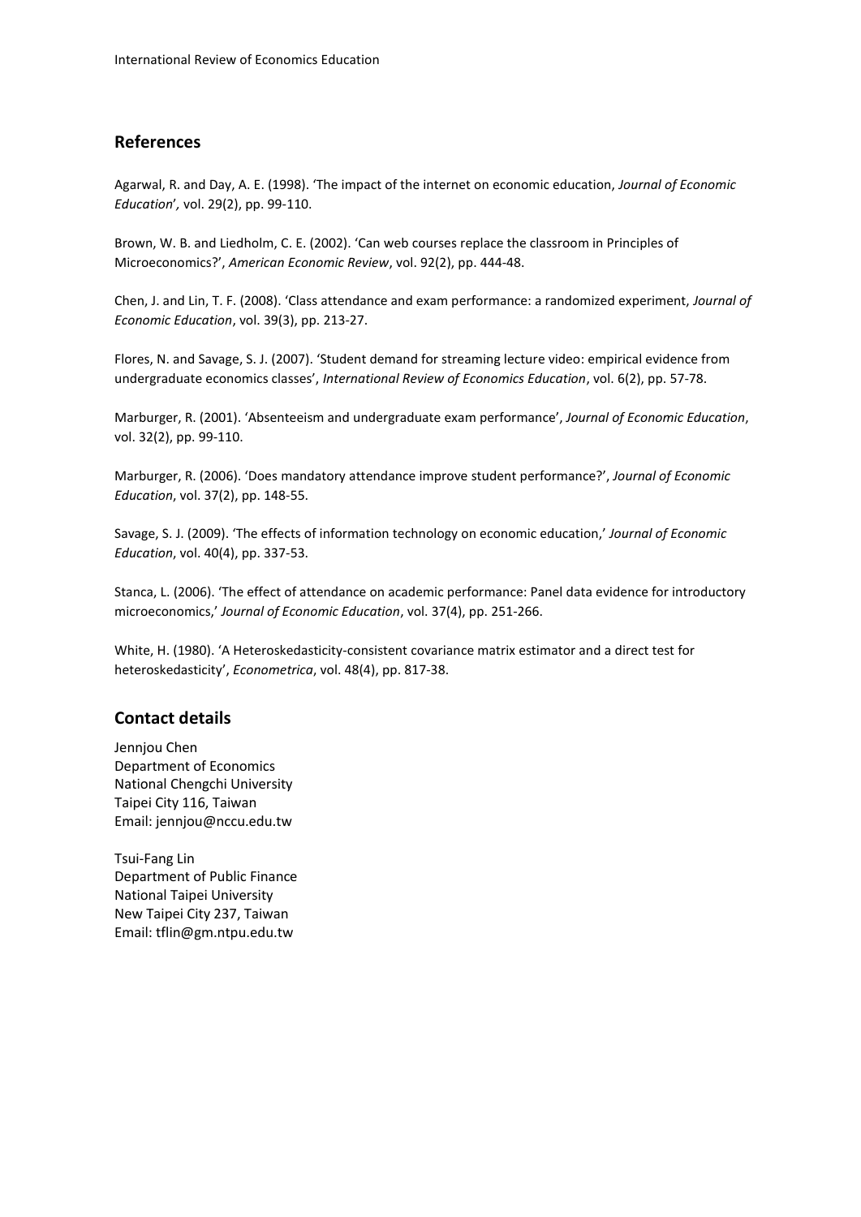## References

Agarwal, R. and Day, A. E. (1998). 'The impact of the internet on economic education, *Journal of Economic Education*', vol. 29(2), pp. 99-110.

Brown, W. B. and Liedholm, C. E. (2002). 'Can web courses replace the classroom in Principles of Microeconomics?', *American Economic Review*, vol. 92(2), pp. 444-48.

Chen, J. and Lin, T. F. (2008). 'Class attendance and exam performance: a randomized experiment, *Journal of Economic Education*, vol. 39(3), pp. 213-27.

Flores, N. and Savage, S. J. (2007). 'Student demand for streaming lecture video: empirical evidence from undergraduate economics classes', *International Review of Economics Education*, vol. 6(2), pp. 57-78.

Marburger, R. (2001). 'Absenteeism and undergraduate exam performance', *Journal of Economic Education*, vol. 32(2), pp. 99-110.

Marburger, R. (2006). 'Does mandatory attendance improve student performance?', *Journal of Economic Education*, vol. 37(2), pp. 148-55.

Savage, S. J. (2009). 'The effects of information technology on economic education,' *Journal of Economic Education*, vol. 40(4), pp. 337-53.

Stanca, L. (2006). 'The effect of attendance on academic performance: Panel data evidence for introductory microeconomics,' *Journal of Economic Education*, vol. 37(4), pp. 251-266.

White, H. (1980). 'A Heteroskedasticity-consistent covariance matrix estimator and a direct test for heteroskedasticity', *Econometrica*, vol. 48(4), pp. 817-38.

## Contact details

Jennjou Chen
Department of Economics
National Chengchi University
Taipei City 116, Taiwan
Email: jennjou@nccu.edu.tw

Tsui-Fang Lin
Department of Public Finance
National Taipei University
New Taipei City 237, Taiwan
Email: tflin@gm.ntpu.edu.tw